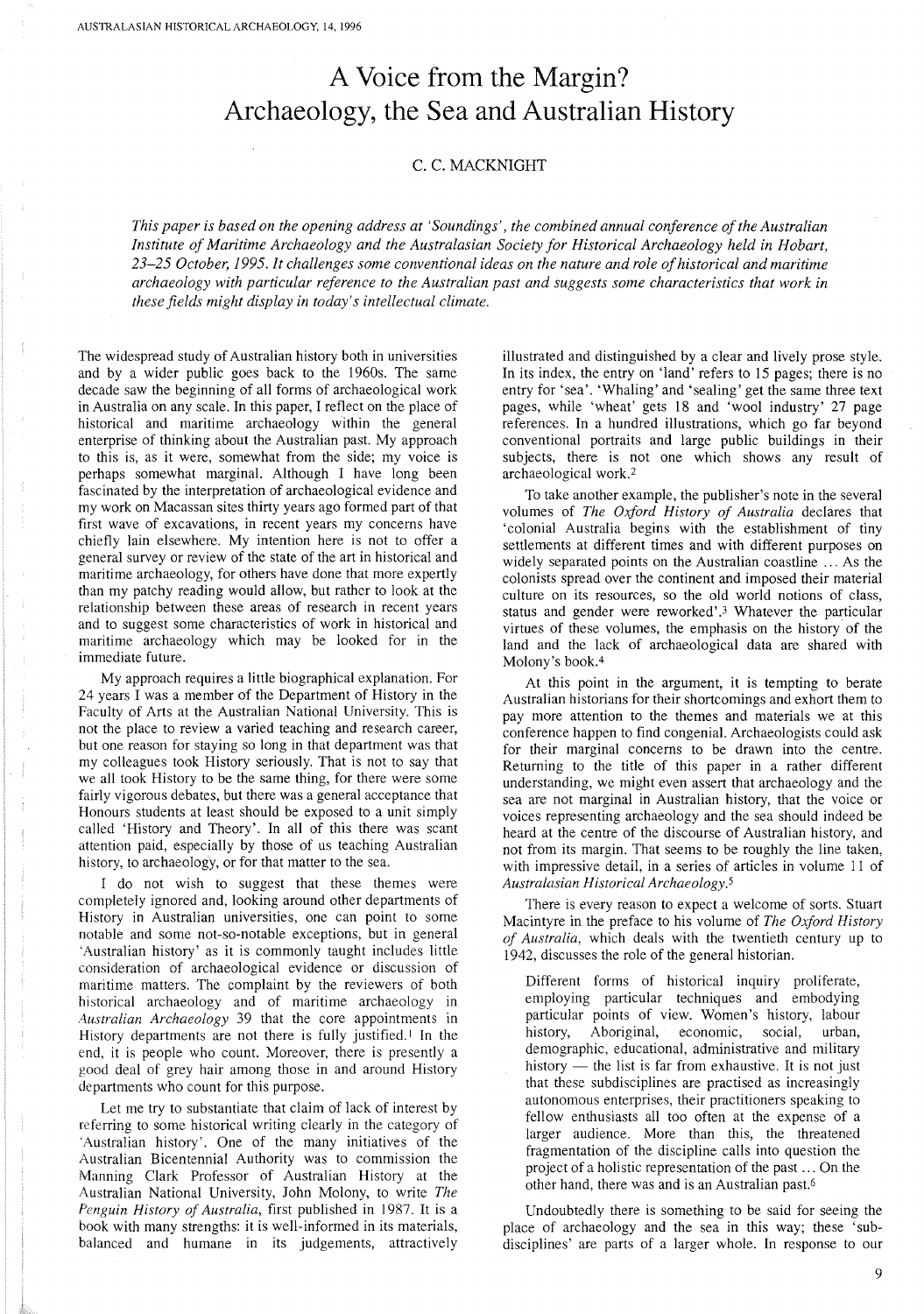# A Voice from the Margin? Archaeology, the Sea and Australian History

C. C. MACKNIGHT

*This paper is based on the opening address at 'Soundings', the combined annual conference of the Australian Institute of Maritime Archaeology and the Australasian Society for Historical Archaeology held in Hobart, 23–25 October, 1995. It challenges some conventional ideas on the nature and role of historical and maritime archaeology with particular reference to the Australian past and suggests some characteristics that work in these fields might display in today's intellectual climate.*

The widespread study of Australian history both in universities and by a wider public goes back to the 1960s. The same decade saw the beginning of all forms of archaeological work in Australia on any scale. In this paper, I reflect on the place of historical and maritime archaeology within the general enterprise of thinking about the Australian past. My approach to this is, as it were, somewhat from the side; my voice is perhaps somewhat marginal. Although I have long been fascinated by the interpretation of archaeological evidence and my work on Macassan sites thirty years ago formed part of that first wave of excavations, in recent years my concerns have chiefly lain elsewhere. My intention here is not to offer a general survey or review of the state of the art in historical and maritime archaeology, for others have done that more expertly than my patchy reading would allow, but rather to look at the relationship between these areas of research in recent years and to suggest some characteristics of work in historical and maritime archaeology which may be looked for in the immediate future.

My approach requires a little biographical explanation. For 24 years I was a member of the Department of History in the Faculty of Arts at the Australian National University. This is not the place to review a varied teaching and research career, but one reason for staying so long in that department was that my colleagues took History seriously. That is not to say that we all took History to be the same thing, for there were some fairly vigorous debates, but there was a general acceptance that Honours students at least should be exposed to a unit simply called 'History and Theory'. In all of this there was scant attention paid, especially by those of us teaching Australian history, to archaeology, or for that matter to the sea.

I do not wish to suggest that these themes were completely ignored and, looking around other departments of History in Australian universities, one can point to some notable and some not-so-notable exceptions, but in general 'Australian history' as it is commonly taught includes little consideration of archaeological evidence or discussion of maritime matters. The complaint by the reviewers of both historical archaeology and of maritime archaeology in *Australian Archaeology* 39 that the core appointments in History departments are not there is fully justified.[1] In the end, it is people who count. Moreover, there is presently a good deal of grey hair among those in and around History departments who count for this purpose.

Let me try to substantiate that claim of lack of interest by referring to some historical writing clearly in the category of 'Australian history'. One of the many initiatives of the Australian Bicentennial Authority was to commission the Manning Clark Professor of Australian History at the Australian National University, John Molony, to write *The Penguin History of Australia*, first published in 1987. It is a book with many strengths: it is well-informed in its materials, balanced and humane in its judgements, attractively illustrated and distinguished by a clear and lively prose style. In its index, the entry on 'land' refers to 15 pages; there is no entry for 'sea'. 'Whaling' and 'sealing' get the same three text pages, while 'wheat' gets 18 and 'wool industry' 27 page references. In a hundred illustrations, which go far beyond conventional portraits and large public buildings in their subjects, there is not one which shows any result of archaeological work.[2]

To take another example, the publisher's note in the several volumes of *The Oxford History of Australia* declares that 'colonial Australia begins with the establishment of tiny settlements at different times and with different purposes on widely separated points on the Australian coastline ... As the colonists spread over the continent and imposed their material culture on its resources, so the old world notions of class, status and gender were reworked'.[3] Whatever the particular virtues of these volumes, the emphasis on the history of the land and the lack of archaeological data are shared with Molony's book.[4]

At this point in the argument, it is tempting to berate Australian historians for their shortcomings and exhort them to pay more attention to the themes and materials we at this conference happen to find congenial. Archaeologists could ask for their marginal concerns to be drawn into the centre. Returning to the title of this paper in a rather different understanding, we might even assert that archaeology and the sea are not marginal in Australian history, that the voice or voices representing archaeology and the sea should indeed be heard at the centre of the discourse of Australian history, and not from its margin. That seems to be roughly the line taken, with impressive detail, in a series of articles in volume 11 of *Australasian Historical Archaeology*.[5]

There is every reason to expect a welcome of sorts. Stuart Macintyre in the preface to his volume of *The Oxford History of Australia*, which deals with the twentieth century up to 1942, discusses the role of the general historian.

> Different forms of historical inquiry proliferate, employing particular techniques and embodying particular points of view. Women's history, labour history, Aboriginal, economic, social, urban, demographic, educational, administrative and military history — the list is far from exhaustive. It is not just that these subdisciplines are practised as increasingly autonomous enterprises, their practitioners speaking to fellow enthusiasts all too often at the expense of a larger audience. More than this, the threatened fragmentation of the discipline calls into question the project of a holistic representation of the past ... On the other hand, there was and is an Australian past.[6]

Undoubtedly there is something to be said for seeing the place of archaeology and the sea in this way; these 'sub-disciplines' are parts of a larger whole. In response to our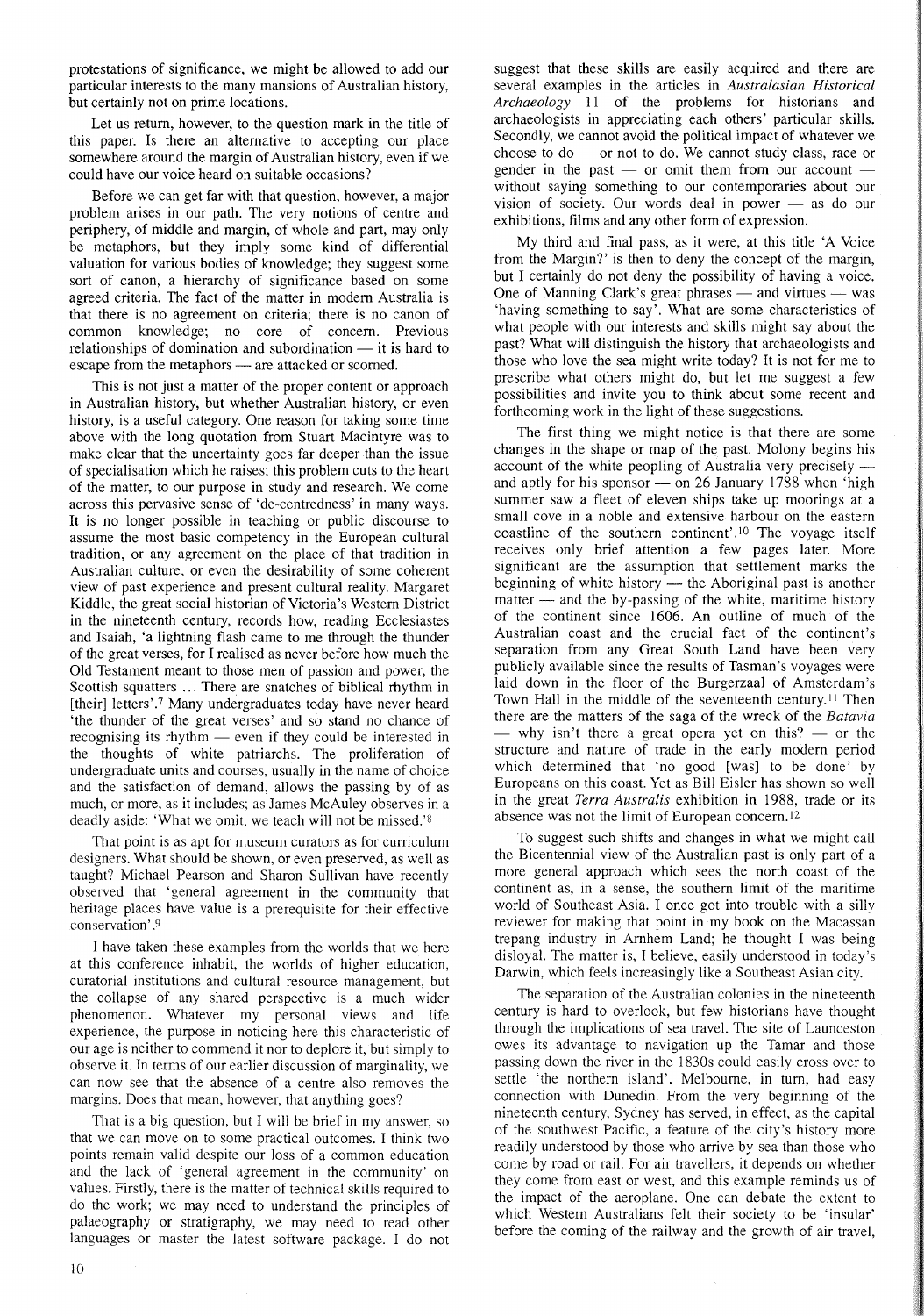protestations of significance, we might be allowed to add our particular interests to the many mansions of Australian history, but certainly not on prime locations.

Let us return, however, to the question mark in the title of this paper. Is there an alternative to accepting our place somewhere around the margin of Australian history, even if we could have our voice heard on suitable occasions?

Before we can get far with that question, however, a major problem arises in our path. The very notions of centre and periphery, of middle and margin, of whole and part, may only be metaphors, but they imply some kind of differential valuation for various bodies of knowledge; they suggest some sort of canon, a hierarchy of significance based on some agreed criteria. The fact of the matter in modern Australia is that there is no agreement on criteria; there is no canon of common knowledge; no core of concern. Previous relationships of domination and subordination — it is hard to escape from the metaphors — are attacked or scorned.

This is not just a matter of the proper content or approach in Australian history, but whether Australian history, or even history, is a useful category. One reason for taking some time above with the long quotation from Stuart Macintyre was to make clear that the uncertainty goes far deeper than the issue of specialisation which he raises; this problem cuts to the heart of the matter, to our purpose in study and research. We come across this pervasive sense of 'de-centredness' in many ways. It is no longer possible in teaching or public discourse to assume the most basic competency in the European cultural tradition, or any agreement on the place of that tradition in Australian culture, or even the desirability of some coherent view of past experience and present cultural reality. Margaret Kiddle, the great social historian of Victoria's Western District in the nineteenth century, records how, reading Ecclesiastes and Isaiah, 'a lightning flash came to me through the thunder of the great verses, for I realised as never before how much the Old Testament meant to those men of passion and power, the Scottish squatters ... There are snatches of biblical rhythm in [their] letters'.[7] Many undergraduates today have never heard 'the thunder of the great verses' and so stand no chance of recognising its rhythm — even if they could be interested in the thoughts of white patriarchs. The proliferation of undergraduate units and courses, usually in the name of choice and the satisfaction of demand, allows the passing by of as much, or more, as it includes; as James McAuley observes in a deadly aside: 'What we omit, we teach will not be missed.'[8]

That point is as apt for museum curators as for curriculum designers. What should be shown, or even preserved, as well as taught? Michael Pearson and Sharon Sullivan have recently observed that 'general agreement in the community that heritage places have value is a prerequisite for their effective conservation'.[9]

I have taken these examples from the worlds that we here at this conference inhabit, the worlds of higher education, curatorial institutions and cultural resource management, but the collapse of any shared perspective is a much wider phenomenon. Whatever my personal views and life experience, the purpose in noticing here this characteristic of our age is neither to commend it nor to deplore it, but simply to observe it. In terms of our earlier discussion of marginality, we can now see that the absence of a centre also removes the margins. Does that mean, however, that anything goes?

That is a big question, but I will be brief in my answer, so that we can move on to some practical outcomes. I think two points remain valid despite our loss of a common education and the lack of 'general agreement in the community' on values. Firstly, there is the matter of technical skills required to do the work; we may need to understand the principles of palaeography or stratigraphy, we may need to read other languages or master the latest software package. I do not suggest that these skills are easily acquired and there are several examples in the articles in *Australasian Historical Archaeology* 11 of the problems for historians and archaeologists in appreciating each others' particular skills. Secondly, we cannot avoid the political impact of whatever we choose to do — or not to do. We cannot study class, race or gender in the past — or omit them from our account — without saying something to our contemporaries about our vision of society. Our words deal in power — as do our exhibitions, films and any other form of expression.

My third and final pass, as it were, at this title 'A Voice from the Margin?' is then to deny the concept of the margin, but I certainly do not deny the possibility of having a voice. One of Manning Clark's great phrases — and virtues — was 'having something to say'. What are some characteristics of what people with our interests and skills might say about the past? What will distinguish the history that archaeologists and those who love the sea might write today? It is not for me to prescribe what others might do, but let me suggest a few possibilities and invite you to think about some recent and forthcoming work in the light of these suggestions.

The first thing we might notice is that there are some changes in the shape or map of the past. Molony begins his account of the white peopling of Australia very precisely — and aptly for his sponsor — on 26 January 1788 when 'high summer saw a fleet of eleven ships take up moorings at a small cove in a noble and extensive harbour on the eastern coastline of the southern continent'.[10] The voyage itself receives only brief attention a few pages later. More significant are the assumption that settlement marks the beginning of white history — the Aboriginal past is another matter — and the by-passing of the white, maritime history of the continent since 1606. An outline of much of the Australian coast and the crucial fact of the continent's separation from any Great South Land have been very publicly available since the results of Tasman's voyages were laid down in the floor of the Burgerzaal of Amsterdam's Town Hall in the middle of the seventeenth century.[11] Then there are the matters of the saga of the wreck of the *Batavia* — why isn't there a great opera yet on this? — or the structure and nature of trade in the early modern period which determined that 'no good [was] to be done' by Europeans on this coast. Yet as Bill Eisler has shown so well in the great *Terra Australis* exhibition in 1988, trade or its absence was not the limit of European concern.[12]

To suggest such shifts and changes in what we might call the Bicentennial view of the Australian past is only part of a more general approach which sees the north coast of the continent as, in a sense, the southern limit of the maritime world of Southeast Asia. I once got into trouble with a silly reviewer for making that point in my book on the Macassan trepang industry in Arnhem Land; he thought I was being disloyal. The matter is, I believe, easily understood in today's Darwin, which feels increasingly like a Southeast Asian city.

The separation of the Australian colonies in the nineteenth century is hard to overlook, but few historians have thought through the implications of sea travel. The site of Launceston owes its advantage to navigation up the Tamar and those passing down the river in the 1830s could easily cross over to settle 'the northern island'. Melbourne, in turn, had easy connection with Dunedin. From the very beginning of the nineteenth century, Sydney has served, in effect, as the capital of the southwest Pacific, a feature of the city's history more readily understood by those who arrive by sea than those who come by road or rail. For air travellers, it depends on whether they come from east or west, and this example reminds us of the impact of the aeroplane. One can debate the extent to which Western Australians felt their society to be 'insular' before the coming of the railway and the growth of air travel,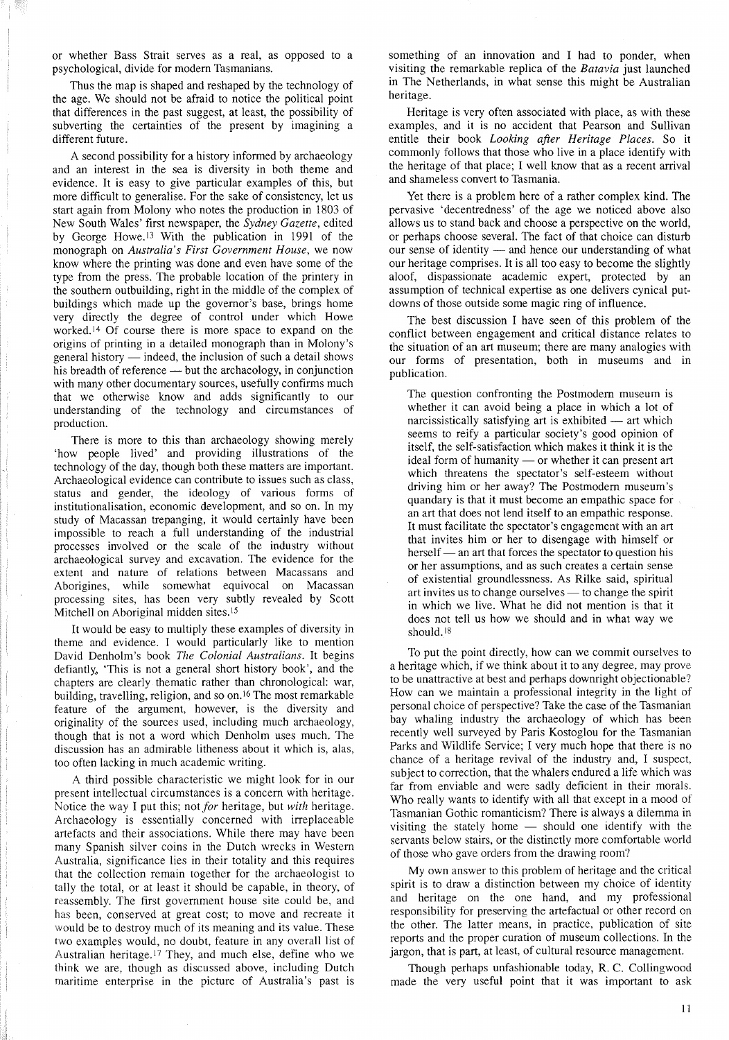or whether Bass Strait serves as a real, as opposed to a psychological, divide for modern Tasmanians.

Thus the map is shaped and reshaped by the technology of the age. We should not be afraid to notice the political point that differences in the past suggest, at least, the possibility of subverting the certainties of the present by imagining a different future.

A second possibility for a history informed by archaeology and an interest in the sea is diversity in both theme and evidence. It is easy to give particular examples of this, but more difficult to generalise. For the sake of consistency, let us start again from Molony who notes the production in 1803 of New South Wales' first newspaper, the *Sydney Gazette*, edited by George Howe.[13] With the publication in 1991 of the monograph on *Australia's First Government House*, we now know where the printing was done and even have some of the type from the press. The probable location of the printery in the southern outbuilding, right in the middle of the complex of buildings which made up the governor's base, brings home very directly the degree of control under which Howe worked.[14] Of course there is more space to expand on the origins of printing in a detailed monograph than in Molony's general history — indeed, the inclusion of such a detail shows his breadth of reference — but the archaeology, in conjunction with many other documentary sources, usefully confirms much that we otherwise know and adds significantly to our understanding of the technology and circumstances of production.

There is more to this than archaeology showing merely 'how people lived' and providing illustrations of the technology of the day, though both these matters are important. Archaeological evidence can contribute to issues such as class, status and gender, the ideology of various forms of institutionalisation, economic development, and so on. In my study of Macassan trepanging, it would certainly have been impossible to reach a full understanding of the industrial processes involved or the scale of the industry without archaeological survey and excavation. The evidence for the extent and nature of relations between Macassans and Aborigines, while somewhat equivocal on Macassan processing sites, has been very subtly revealed by Scott Mitchell on Aboriginal midden sites.[15]

It would be easy to multiply these examples of diversity in theme and evidence. I would particularly like to mention David Denholm's book *The Colonial Australians*. It begins defiantly, 'This is not a general short history book', and the chapters are clearly thematic rather than chronological: war, building, travelling, religion, and so on.[16] The most remarkable feature of the argument, however, is the diversity and originality of the sources used, including much archaeology, though that is not a word which Denholm uses much. The discussion has an admirable litheness about it which is, alas, too often lacking in much academic writing.

A third possible characteristic we might look for in our present intellectual circumstances is a concern with heritage. Notice the way I put this; not *for* heritage, but *with* heritage. Archaeology is essentially concerned with irreplaceable artefacts and their associations. While there may have been many Spanish silver coins in the Dutch wrecks in Western Australia, significance lies in their totality and this requires that the collection remain together for the archaeologist to tally the total, or at least it should be capable, in theory, of reassembly. The first government house site could be, and has been, conserved at great cost; to move and recreate it would be to destroy much of its meaning and its value. These two examples would, no doubt, feature in any overall list of Australian heritage.[17] They, and much else, define who we think we are, though as discussed above, including Dutch maritime enterprise in the picture of Australia's past is something of an innovation and I had to ponder, when visiting the remarkable replica of the *Batavia* just launched in The Netherlands, in what sense this might be Australian heritage.

Heritage is very often associated with place, as with these examples, and it is no accident that Pearson and Sullivan entitle their book *Looking after Heritage Places*. So it commonly follows that those who live in a place identify with the heritage of that place; I well know that as a recent arrival and shameless convert to Tasmania.

Yet there is a problem here of a rather complex kind. The pervasive 'decentredness' of the age we noticed above also allows us to stand back and choose a perspective on the world, or perhaps choose several. The fact of that choice can disturb our sense of identity — and hence our understanding of what our heritage comprises. It is all too easy to become the slightly aloof, dispassionate academic expert, protected by an assumption of technical expertise as one delivers cynical put-downs of those outside some magic ring of influence.

The best discussion I have seen of this problem of the conflict between engagement and critical distance relates to the situation of an art museum; there are many analogies with our forms of presentation, both in museums and in publication.

> The question confronting the Postmodern museum is whether it can avoid being a place in which a lot of narcissistically satisfying art is exhibited — art which seems to reify a particular society's good opinion of itself, the self-satisfaction which makes it think it is the ideal form of humanity — or whether it can present art which threatens the spectator's self-esteem without driving him or her away? The Postmodern museum's quandary is that it must become an empathic space for an art that does not lend itself to an empathic response. It must facilitate the spectator's engagement with an art that invites him or her to disengage with himself or herself — an art that forces the spectator to question his or her assumptions, and as such creates a certain sense of existential groundlessness. As Rilke said, spiritual art invites us to change ourselves — to change the spirit in which we live. What he did not mention is that it does not tell us how we should and in what way we should.[18]

To put the point directly, how can we commit ourselves to a heritage which, if we think about it to any degree, may prove to be unattractive at best and perhaps downright objectionable? How can we maintain a professional integrity in the light of personal choice of perspective? Take the case of the Tasmanian bay whaling industry the archaeology of which has been recently well surveyed by Paris Kostoglou for the Tasmanian Parks and Wildlife Service; I very much hope that there is no chance of a heritage revival of the industry and, I suspect, subject to correction, that the whalers endured a life which was far from enviable and were sadly deficient in their morals. Who really wants to identify with all that except in a mood of Tasmanian Gothic romanticism? There is always a dilemma in visiting the stately home — should one identify with the servants below stairs, or the distinctly more comfortable world of those who gave orders from the drawing room?

My own answer to this problem of heritage and the critical spirit is to draw a distinction between my choice of identity and heritage on the one hand, and my professional responsibility for preserving the artefactual or other record on the other. The latter means, in practice, publication of site reports and the proper curation of museum collections. In the jargon, that is part, at least, of cultural resource management.

Though perhaps unfashionable today, R. C. Collingwood made the very useful point that it was important to ask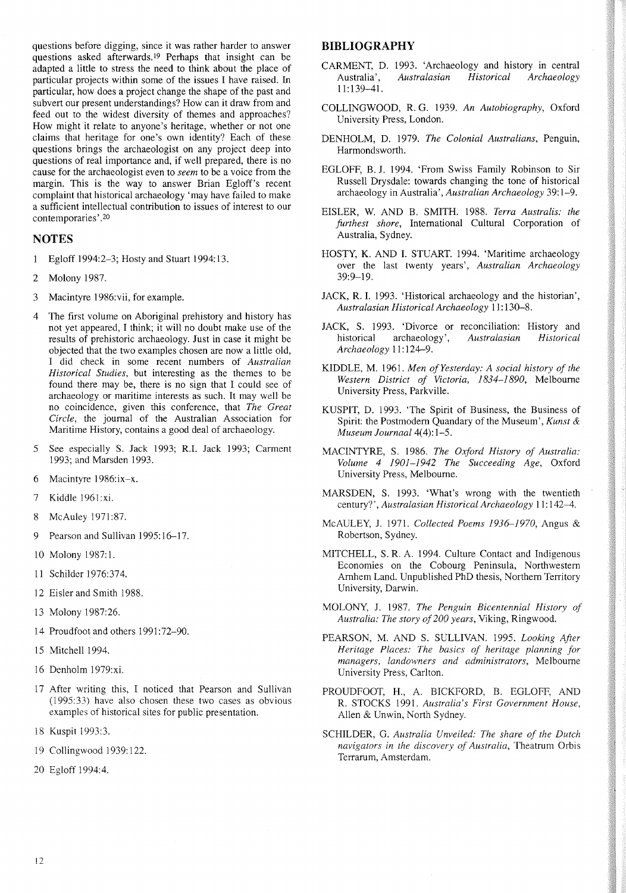questions before digging, since it was rather harder to answer questions asked afterwards.[19] Perhaps that insight can be adapted a little to stress the need to think about the place of particular projects within some of the issues I have raised. In particular, how does a project change the shape of the past and subvert our present understandings? How can it draw from and feed out to the widest diversity of themes and approaches? How might it relate to anyone's heritage, whether or not one claims that heritage for one's own identity? Each of these questions brings the archaeologist on any project deep into questions of real importance and, if well prepared, there is no cause for the archaeologist even to *seem* to be a voice from the margin. This is the way to answer Brian Egloff's recent complaint that historical archaeology 'may have failed to make a sufficient intellectual contribution to issues of interest to our contemporaries'.[20]

## NOTES

1. Egloff 1994:2–3; Hosty and Stuart 1994:13.
2. Molony 1987.
3. Macintyre 1986:vii, for example.
4. The first volume on Aboriginal prehistory and history has not yet appeared, I think; it will no doubt make use of the results of prehistoric archaeology. Just in case it might be objected that the two examples chosen are now a little old, I did check in some recent numbers of *Australian Historical Studies*, but interesting as the themes to be found there may be, there is no sign that I could see of archaeology or maritime interests as such. It may well be no coincidence, given this conference, that *The Great Circle*, the journal of the Australian Association for Maritime History, contains a good deal of archaeology.
5. See especially S. Jack 1993; R.I. Jack 1993; Carment 1993; and Marsden 1993.
6. Macintyre 1986:ix–x.
7. Kiddle 1961:xi.
8. McAuley 1971:87.
9. Pearson and Sullivan 1995:16–17.
10. Molony 1987:1.
11. Schilder 1976:374.
12. Eisler and Smith 1988.
13. Molony 1987:26.
14. Proudfoot and others 1991:72–90.
15. Mitchell 1994.
16. Denholm 1979:xi.
17. After writing this, I noticed that Pearson and Sullivan (1995:33) have also chosen these two cases as obvious examples of historical sites for public presentation.
18. Kuspit 1993:3.
19. Collingwood 1939:122.
20. Egloff 1994:4.

## BIBLIOGRAPHY

CARMENT, D. 1993. 'Archaeology and history in central Australia', *Australasian Historical Archaeology* 11:139–41.

COLLINGWOOD, R. G. 1939. *An Autobiography*, Oxford University Press, London.

DENHOLM, D. 1979. *The Colonial Australians*, Penguin, Harmondsworth.

EGLOFF, B. J. 1994. 'From Swiss Family Robinson to Sir Russell Drysdale: towards changing the tone of historical archaeology in Australia', *Australian Archaeology* 39:1–9.

EISLER, W. AND B. SMITH. 1988. *Terra Australis: the furthest shore*, International Cultural Corporation of Australia, Sydney.

HOSTY, K. AND I. STUART. 1994. 'Maritime archaeology over the last twenty years', *Australian Archaeology* 39:9–19.

JACK, R. I. 1993. 'Historical archaeology and the historian', *Australasian Historical Archaeology* 11:130–8.

JACK, S. 1993. 'Divorce or reconciliation: History and historical archaeology', *Australasian Historical Archaeology* 11:124–9.

KIDDLE, M. 1961. *Men of Yesterday: A social history of the Western District of Victoria, 1834–1890*, Melbourne University Press, Parkville.

KUSPIT, D. 1993. 'The Spirit of Business, the Business of Spirit: the Postmodern Quandary of the Museum', *Kunst & Museum Journaal* 4(4):1–5.

MACINTYRE, S. 1986. *The Oxford History of Australia: Volume 4 1901–1942 The Succeeding Age*, Oxford University Press, Melbourne.

MARSDEN, S. 1993. 'What's wrong with the twentieth century?', *Australasian Historical Archaeology* 11:142–4.

McAULEY, J. 1971. *Collected Poems 1936–1970*, Angus & Robertson, Sydney.

MITCHELL, S. R. A. 1994. Culture Contact and Indigenous Economies on the Cobourg Peninsula, Northwestern Arnhem Land. Unpublished PhD thesis, Northern Territory University, Darwin.

MOLONY, J. 1987. *The Penguin Bicentennial History of Australia: The story of 200 years*, Viking, Ringwood.

PEARSON, M. AND S. SULLIVAN. 1995. *Looking After Heritage Places: The basics of heritage planning for managers, landowners and administrators*, Melbourne University Press, Carlton.

PROUDFOOT, H., A. BICKFORD, B. EGLOFF, AND R. STOCKS 1991. *Australia's First Government House*, Allen & Unwin, North Sydney.

SCHILDER, G. *Australia Unveiled: The share of the Dutch navigators in the discovery of Australia*, Theatrum Orbis Terrarum, Amsterdam.